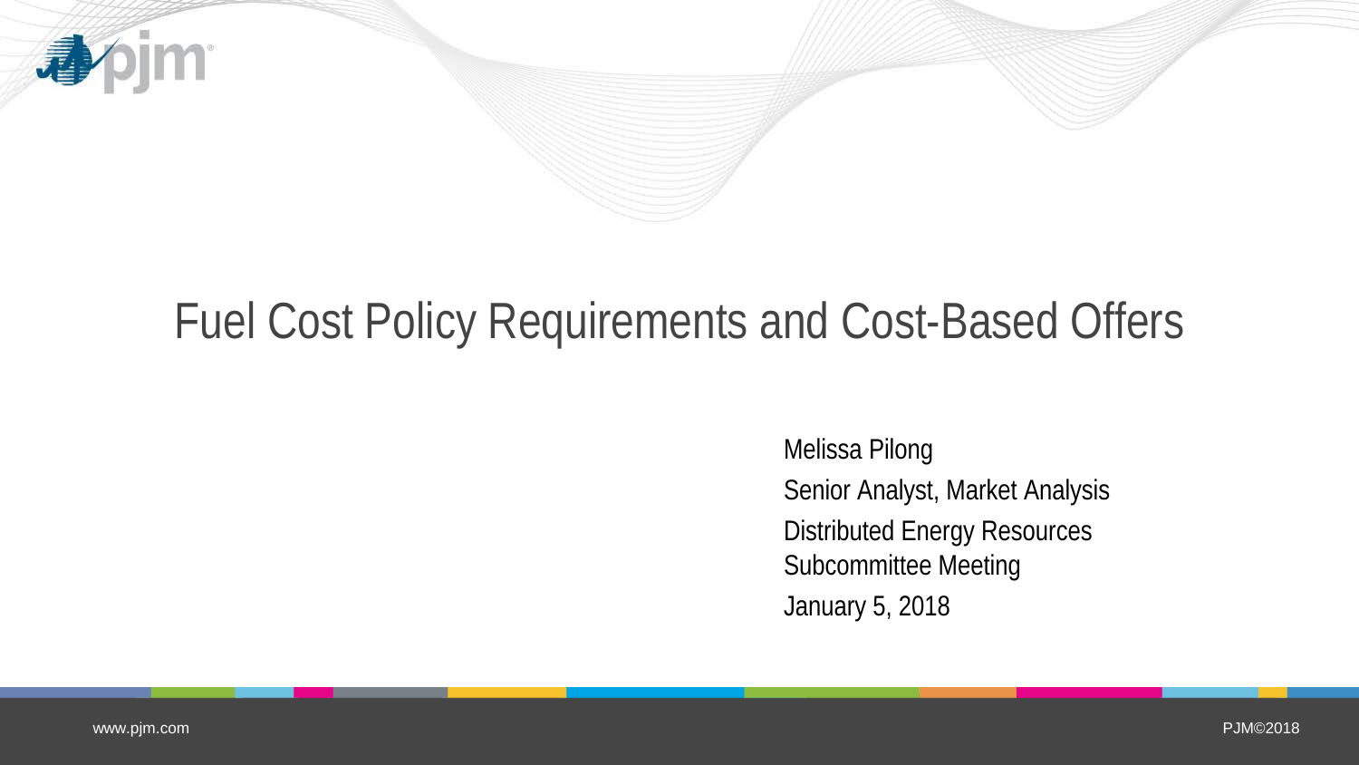# Fuel Cost Policy Requirements and Cost-Based Offers

Melissa Pilong

Senior Analyst, Market Analysis

Distributed Energy Resources Subcommittee Meeting

January 5, 2018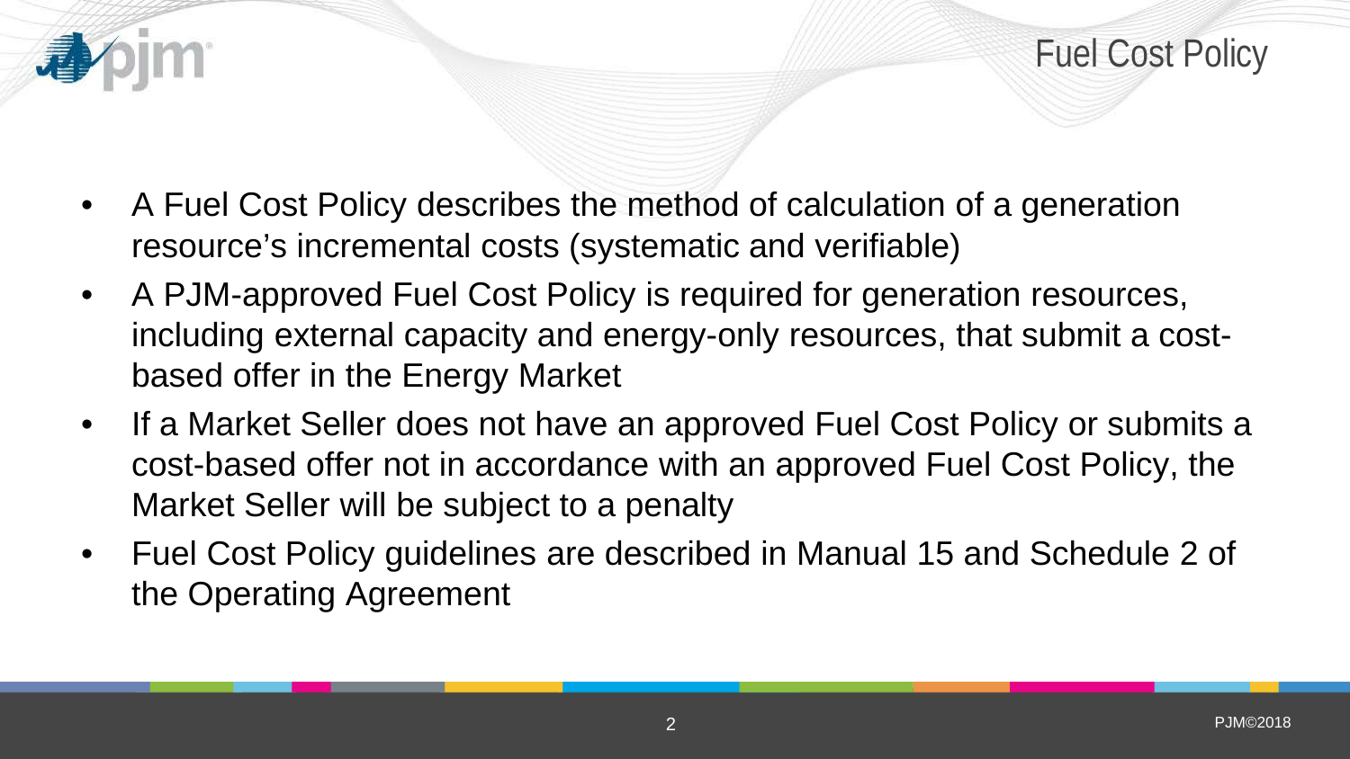# Fuel Cost Policy

- A Fuel Cost Policy describes the method of calculation of a generation resource's incremental costs (systematic and verifiable)
- A PJM-approved Fuel Cost Policy is required for generation resources, including external capacity and energy-only resources, that submit a cost-based offer in the Energy Market
- If a Market Seller does not have an approved Fuel Cost Policy or submits a cost-based offer not in accordance with an approved Fuel Cost Policy, the Market Seller will be subject to a penalty
- Fuel Cost Policy guidelines are described in Manual 15 and Schedule 2 of the Operating Agreement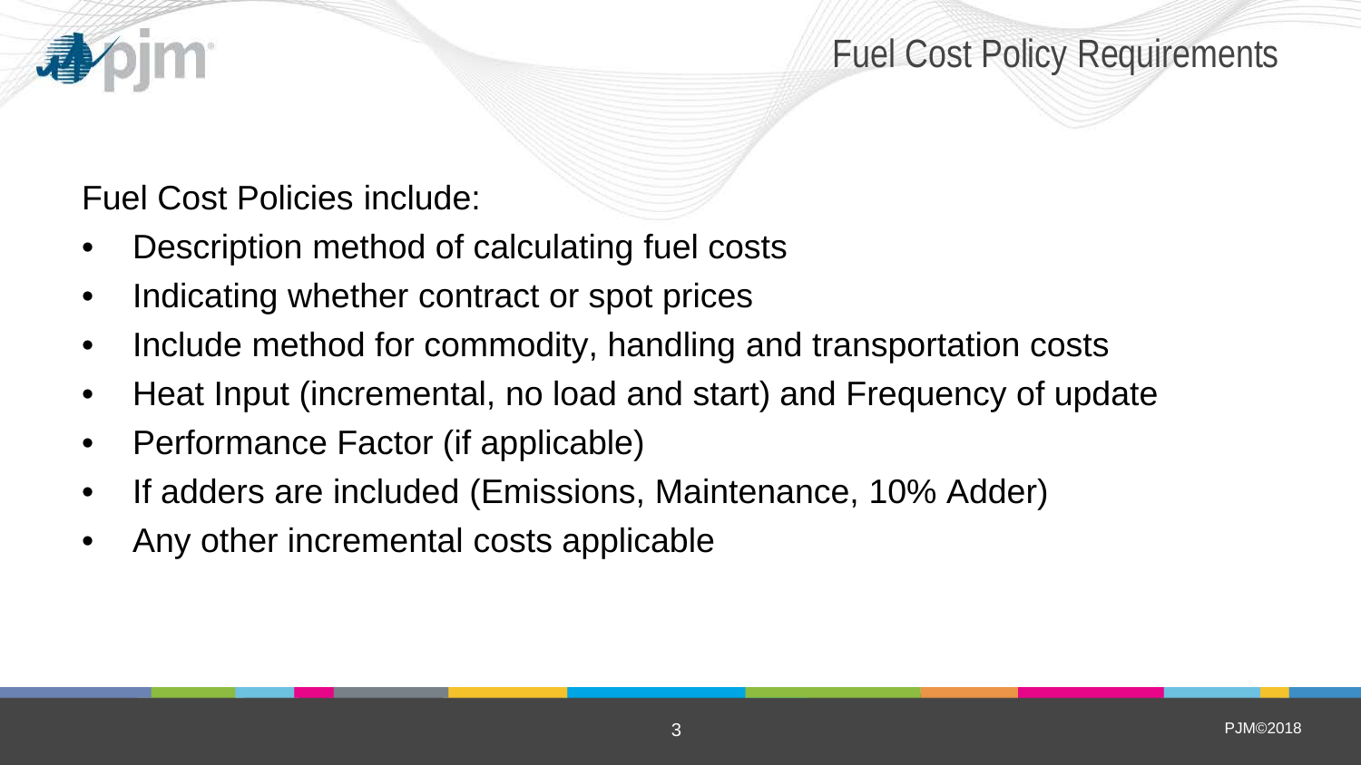# Fuel Cost Policy Requirements

Fuel Cost Policies include:

- Description method of calculating fuel costs
- Indicating whether contract or spot prices
- Include method for commodity, handling and transportation costs
- Heat Input (incremental, no load and start) and Frequency of update
- Performance Factor (if applicable)
- If adders are included (Emissions, Maintenance, 10% Adder)
- Any other incremental costs applicable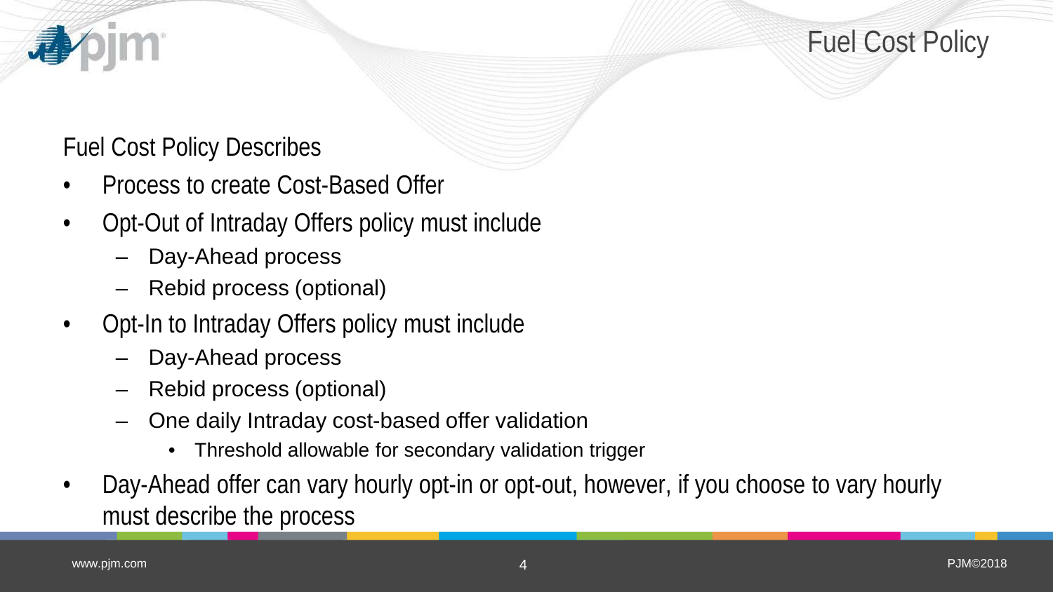# Fuel Cost Policy

Fuel Cost Policy Describes

- Process to create Cost-Based Offer
- Opt-Out of Intraday Offers policy must include
  - Day-Ahead process
  - Rebid process (optional)
- Opt-In to Intraday Offers policy must include
  - Day-Ahead process
  - Rebid process (optional)
  - One daily Intraday cost-based offer validation
    - Threshold allowable for secondary validation trigger
- Day-Ahead offer can vary hourly opt-in or opt-out, however, if you choose to vary hourly must describe the process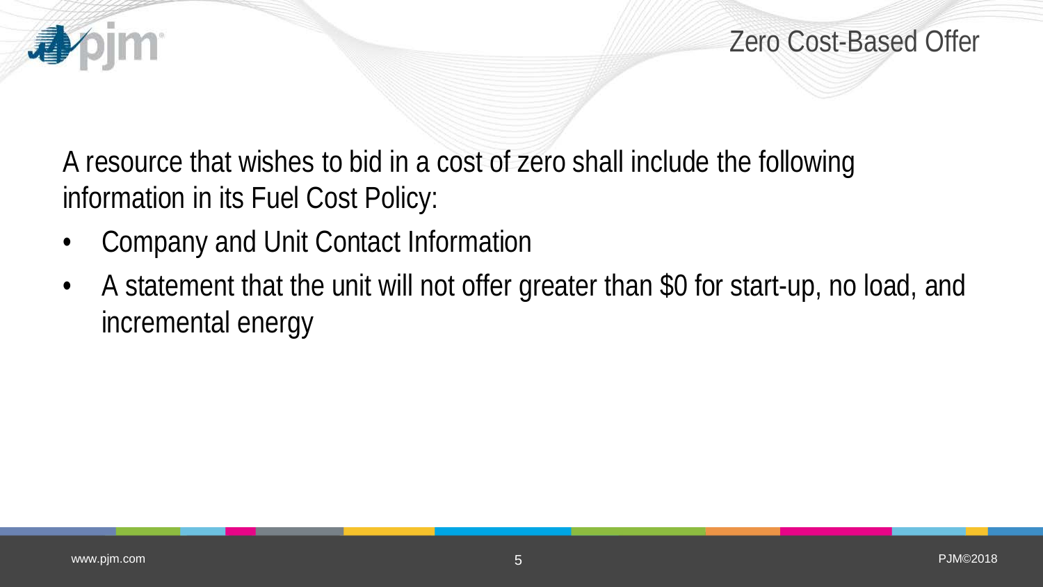# Zero Cost-Based Offer

A resource that wishes to bid in a cost of zero shall include the following information in its Fuel Cost Policy:

- Company and Unit Contact Information
- A statement that the unit will not offer greater than $0 for start-up, no load, and incremental energy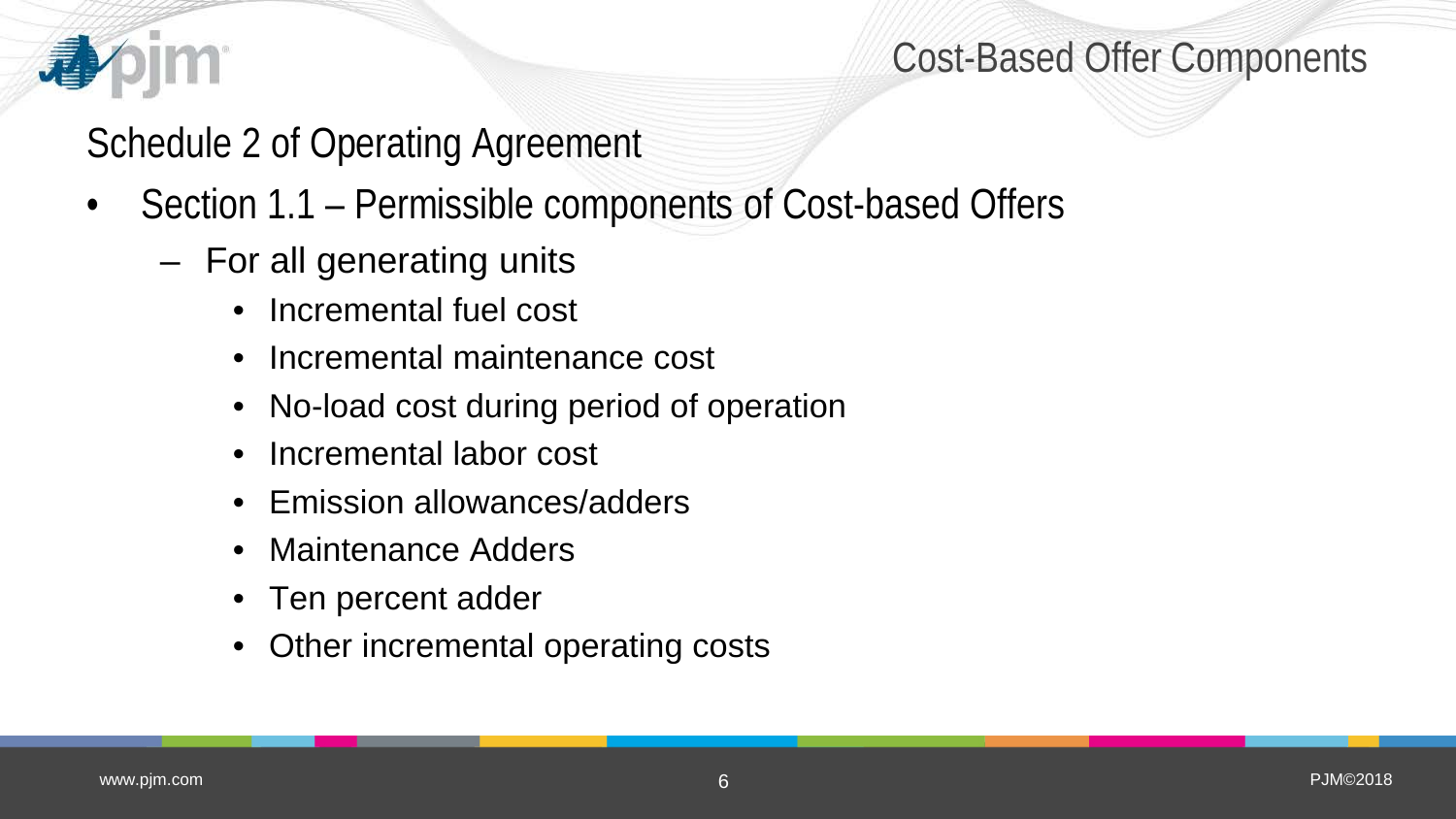# Cost-Based Offer Components

## Schedule 2 of Operating Agreement

- Section 1.1 – Permissible components of Cost-based Offers
  - For all generating units
    - Incremental fuel cost
    - Incremental maintenance cost
    - No-load cost during period of operation
    - Incremental labor cost
    - Emission allowances/adders
    - Maintenance Adders
    - Ten percent adder
    - Other incremental operating costs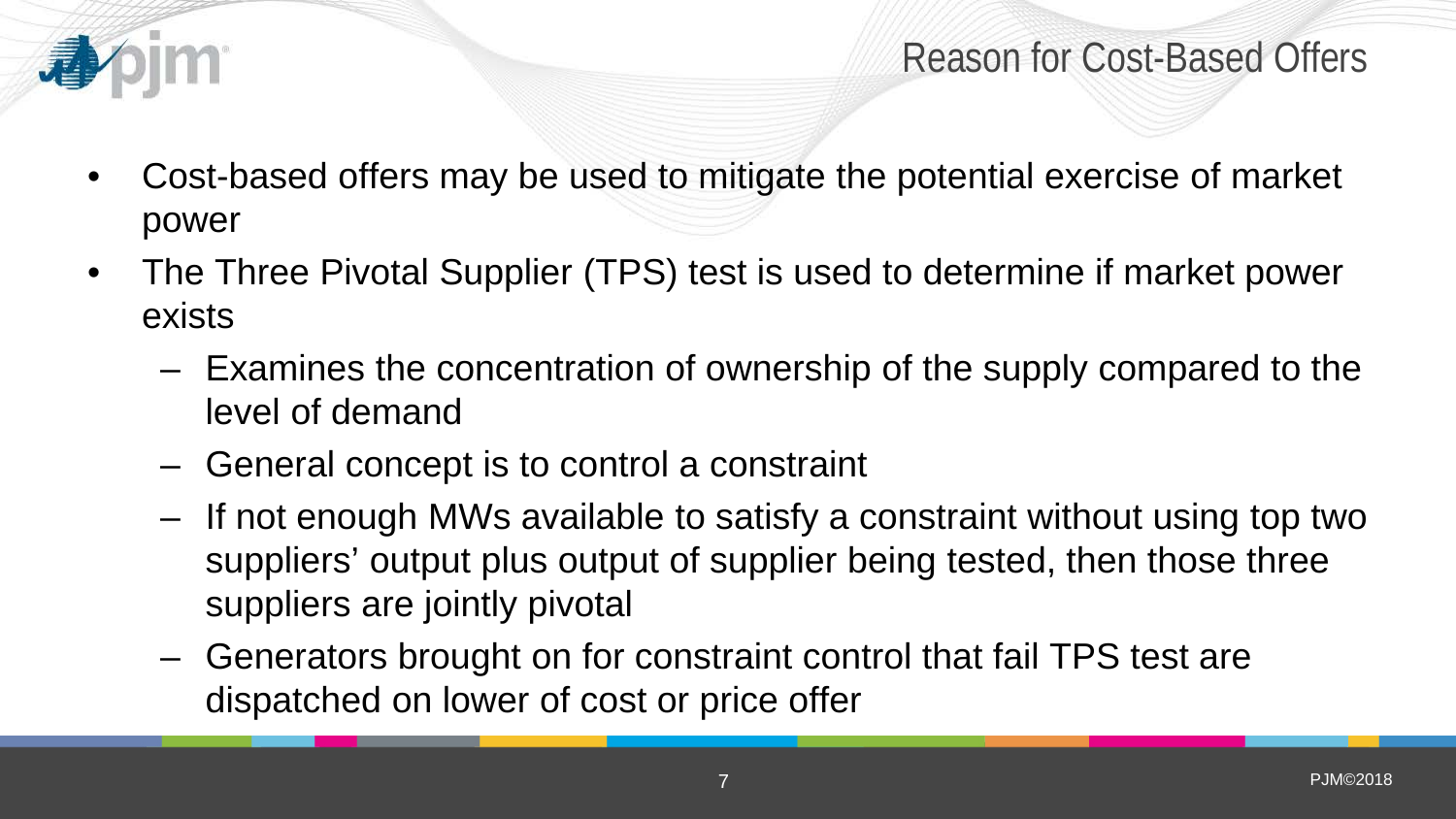# Reason for Cost-Based Offers

- Cost-based offers may be used to mitigate the potential exercise of market power
- The Three Pivotal Supplier (TPS) test is used to determine if market power exists
  - Examines the concentration of ownership of the supply compared to the level of demand
  - General concept is to control a constraint
  - If not enough MWs available to satisfy a constraint without using top two suppliers' output plus output of supplier being tested, then those three suppliers are jointly pivotal
  - Generators brought on for constraint control that fail TPS test are dispatched on lower of cost or price offer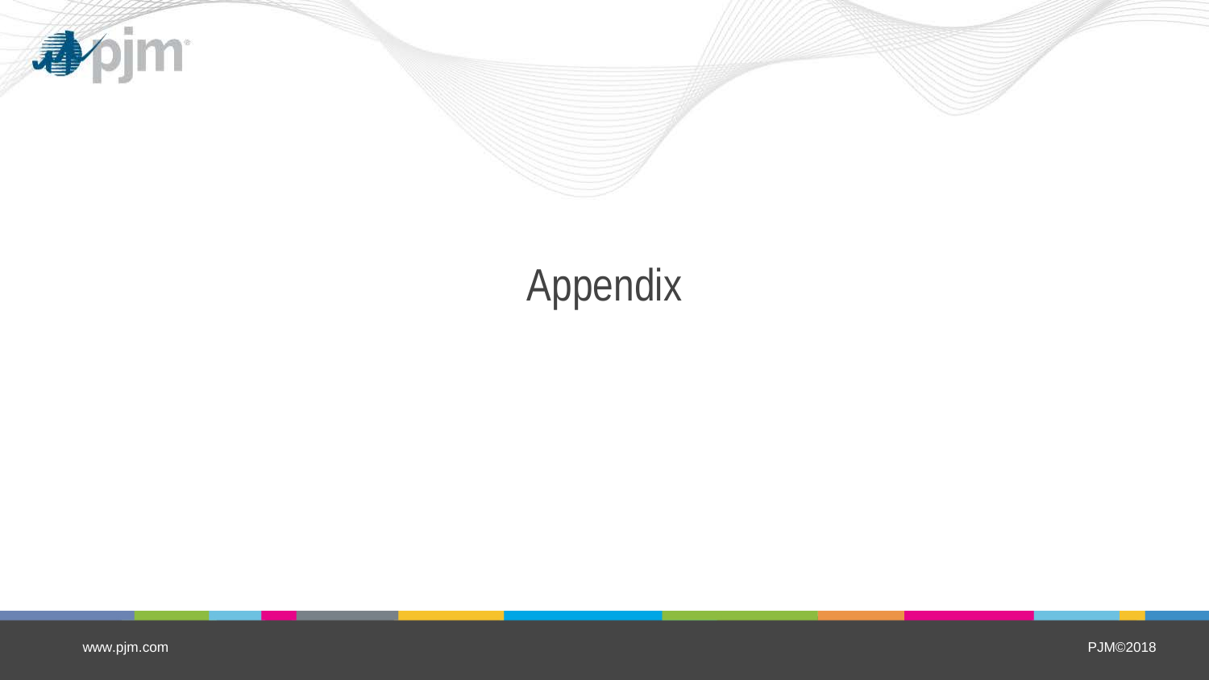# Appendix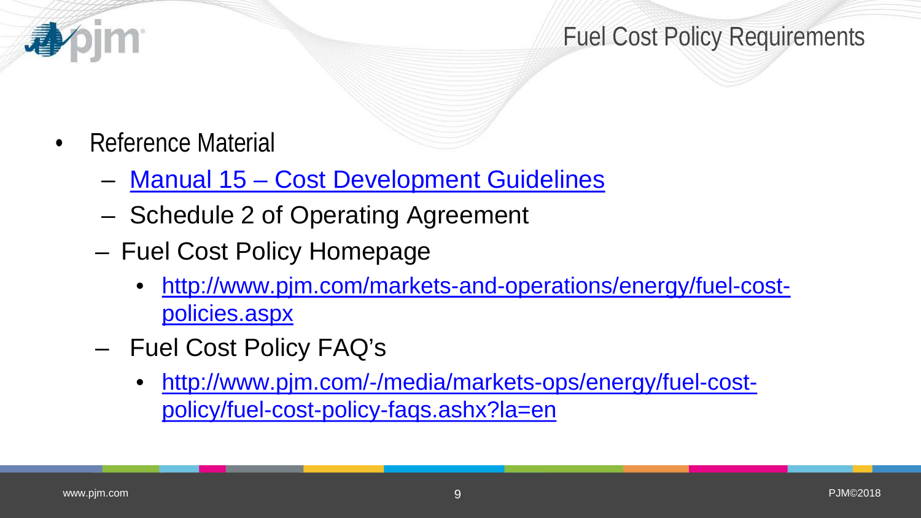# Fuel Cost Policy Requirements

- Reference Material
  - [Manual 15 – Cost Development Guidelines]
  - Schedule 2 of Operating Agreement
  - Fuel Cost Policy Homepage
    - http://www.pjm.com/markets-and-operations/energy/fuel-cost-policies.aspx
  - Fuel Cost Policy FAQ's
    - http://www.pjm.com/-/media/markets-ops/energy/fuel-cost-policy/fuel-cost-policy-faqs.ashx?la=en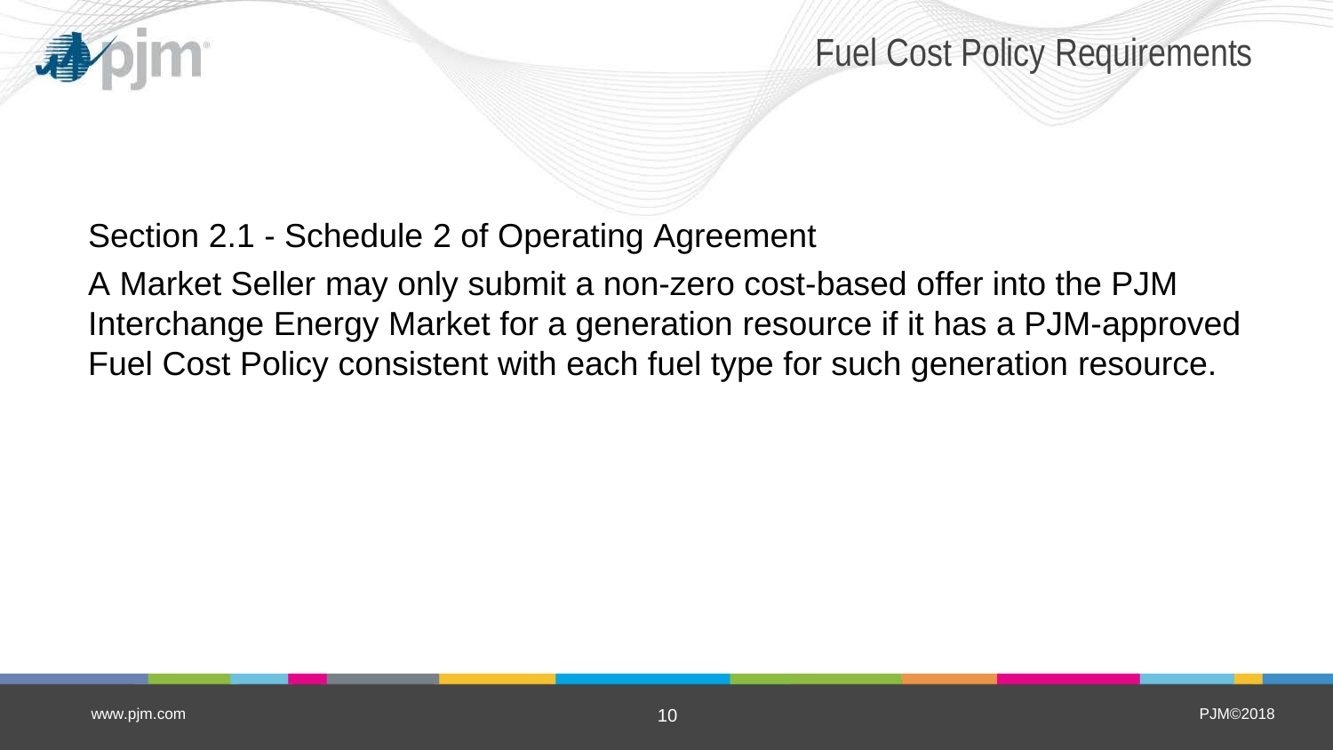# Fuel Cost Policy Requirements

Section 2.1 - Schedule 2 of Operating Agreement

A Market Seller may only submit a non-zero cost-based offer into the PJM Interchange Energy Market for a generation resource if it has a PJM-approved Fuel Cost Policy consistent with each fuel type for such generation resource.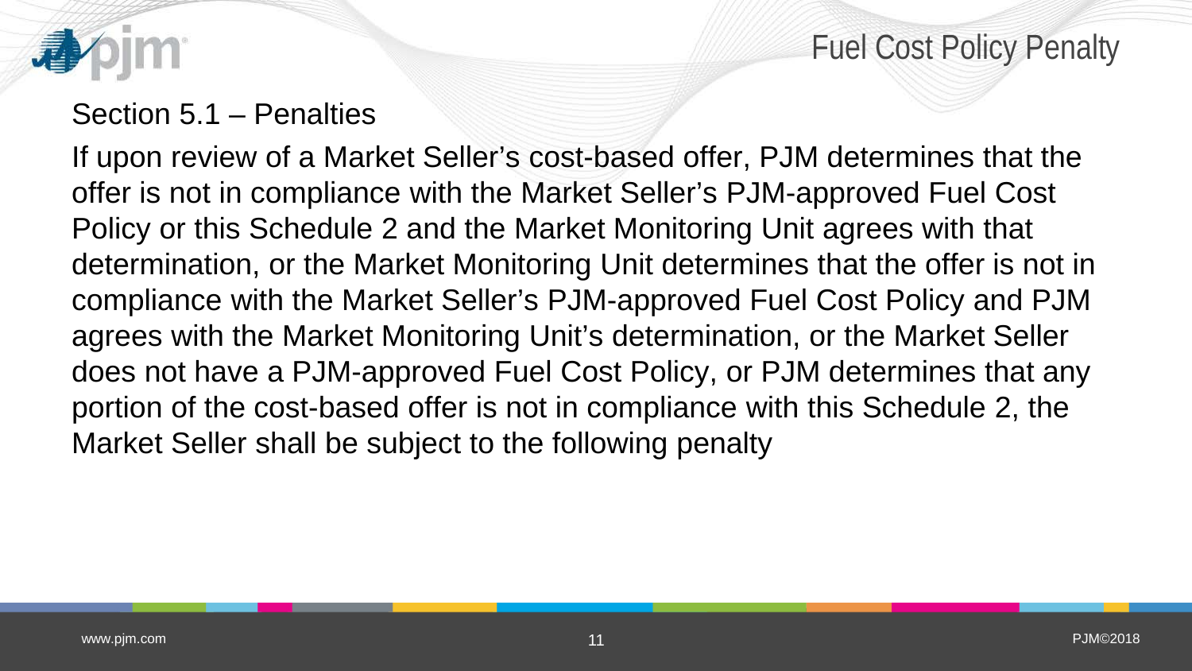# Fuel Cost Policy Penalty

## Section 5.1 – Penalties

If upon review of a Market Seller's cost-based offer, PJM determines that the offer is not in compliance with the Market Seller's PJM-approved Fuel Cost Policy or this Schedule 2 and the Market Monitoring Unit agrees with that determination, or the Market Monitoring Unit determines that the offer is not in compliance with the Market Seller's PJM-approved Fuel Cost Policy and PJM agrees with the Market Monitoring Unit's determination, or the Market Seller does not have a PJM-approved Fuel Cost Policy, or PJM determines that any portion of the cost-based offer is not in compliance with this Schedule 2, the Market Seller shall be subject to the following penalty